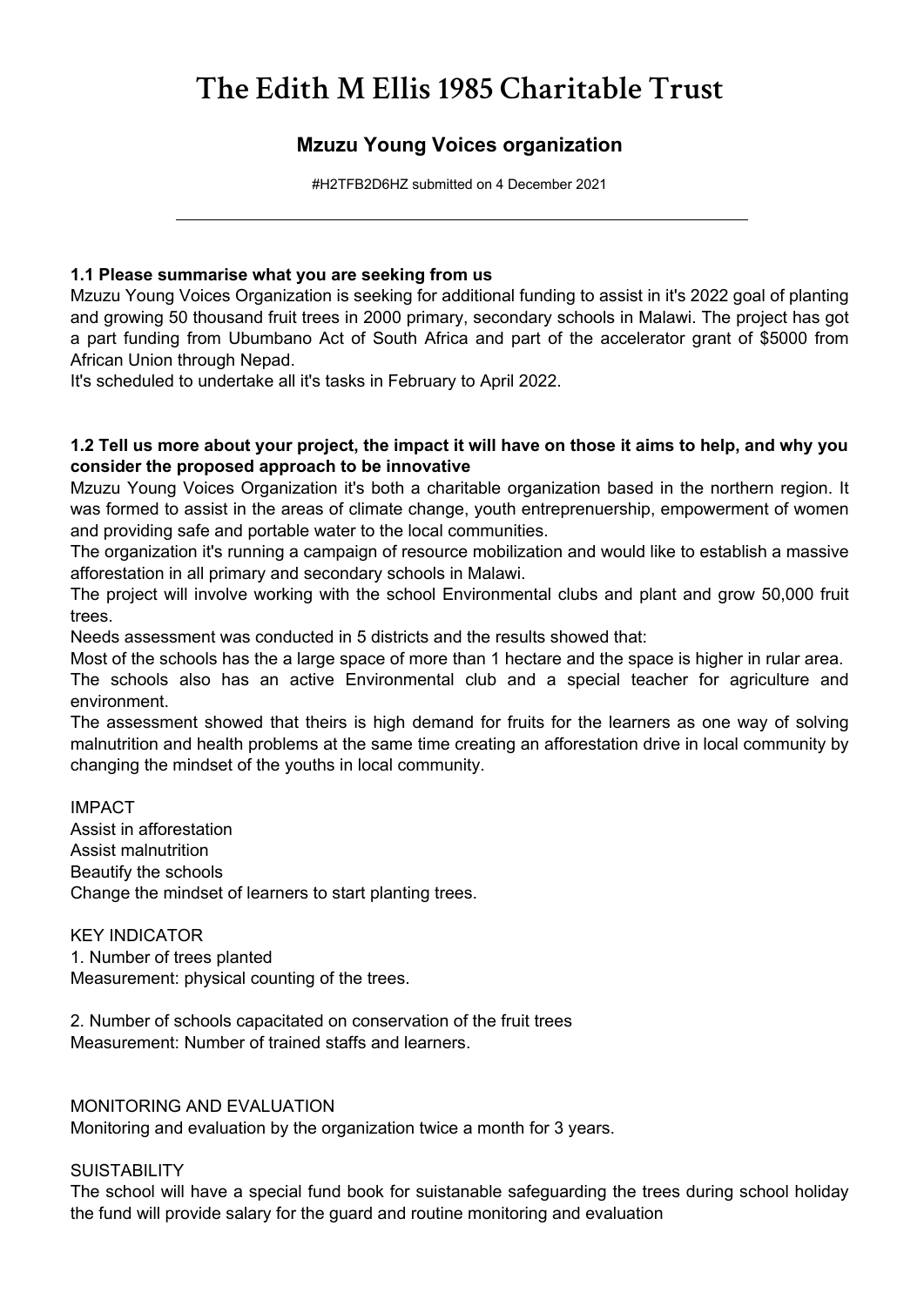# The Edith M Ellis 1985 Charitable Trust

## Mzuzu Young Voices organization

#H2TFB2D6HZ submitted on 4 December 2021

---

**1.1 Please summarise what you are seeking from us**

Mzuzu Young Voices Organization is seeking for additional funding to assist in it's 2022 goal of planting and growing 50 thousand fruit trees in 2000 primary, secondary schools in Malawi. The project has got a part funding from Ubumbano Act of South Africa and part of the accelerator grant of $5000 from African Union through Nepad.

It's scheduled to undertake all it's tasks in February to April 2022.

**1.2 Tell us more about your project, the impact it will have on those it aims to help, and why you consider the proposed approach to be innovative**

Mzuzu Young Voices Organization it's both a charitable organization based in the northern region. It was formed to assist in the areas of climate change, youth entreprenuership, empowerment of women and providing safe and portable water to the local communities.

The organization it's running a campaign of resource mobilization and would like to establish a massive afforestation in all primary and secondary schools in Malawi.

The project will involve working with the school Environmental clubs and plant and grow 50,000 fruit trees.

Needs assessment was conducted in 5 districts and the results showed that:

Most of the schools has the a large space of more than 1 hectare and the space is higher in rular area.

The schools also has an active Environmental club and a special teacher for agriculture and environment.

The assessment showed that theirs is high demand for fruits for the learners as one way of solving malnutrition and health problems at the same time creating an afforestation drive in local community by changing the mindset of the youths in local community.

IMPACT

Assist in afforestation

Assist malnutrition

Beautify the schools

Change the mindset of learners to start planting trees.

KEY INDICATOR

1. Number of trees planted

Measurement: physical counting of the trees.

2. Number of schools capacitated on conservation of the fruit trees

Measurement: Number of trained staffs and learners.

MONITORING AND EVALUATION

Monitoring and evaluation by the organization twice a month for 3 years.

SUISTABILITY

The school will have a special fund book for suistanable safeguarding the trees during school holiday the fund will provide salary for the guard and routine monitoring and evaluation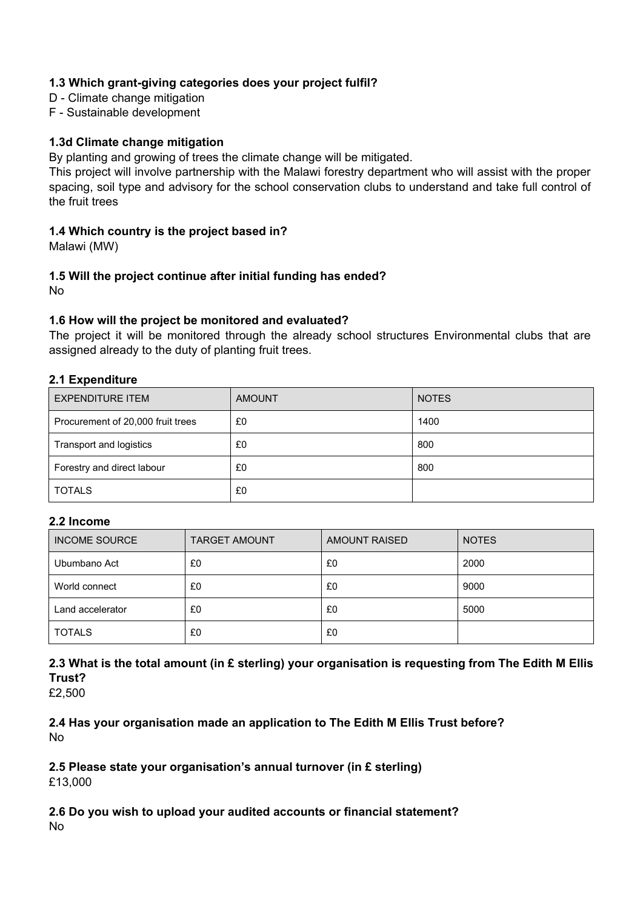### 1.3 Which grant-giving categories does your project fulfil?

D - Climate change mitigation
F - Sustainable development

### 1.3d Climate change mitigation

By planting and growing of trees the climate change will be mitigated.
This project will involve partnership with the Malawi forestry department who will assist with the proper spacing, soil type and advisory for the school conservation clubs to understand and take full control of the fruit trees

### 1.4 Which country is the project based in?

Malawi (MW)

### 1.5 Will the project continue after initial funding has ended?

No

### 1.6 How will the project be monitored and evaluated?

The project it will be monitored through the already school structures Environmental clubs that are assigned already to the duty of planting fruit trees.

### 2.1 Expenditure

| EXPENDITURE ITEM | AMOUNT | NOTES |
|---|---|---|
| Procurement of 20,000 fruit trees | £0 | 1400 |
| Transport and logistics | £0 | 800 |
| Forestry and direct labour | £0 | 800 |
| TOTALS | £0 | |

### 2.2 Income

| INCOME SOURCE | TARGET AMOUNT | AMOUNT RAISED | NOTES |
|---|---|---|---|
| Ubumbano Act | £0 | £0 | 2000 |
| World connect | £0 | £0 | 9000 |
| Land accelerator | £0 | £0 | 5000 |
| TOTALS | £0 | £0 | |

### 2.3 What is the total amount (in £ sterling) your organisation is requesting from The Edith M Ellis Trust?

£2,500

### 2.4 Has your organisation made an application to The Edith M Ellis Trust before?

No

### 2.5 Please state your organisation's annual turnover (in £ sterling)

£13,000

### 2.6 Do you wish to upload your audited accounts or financial statement?

No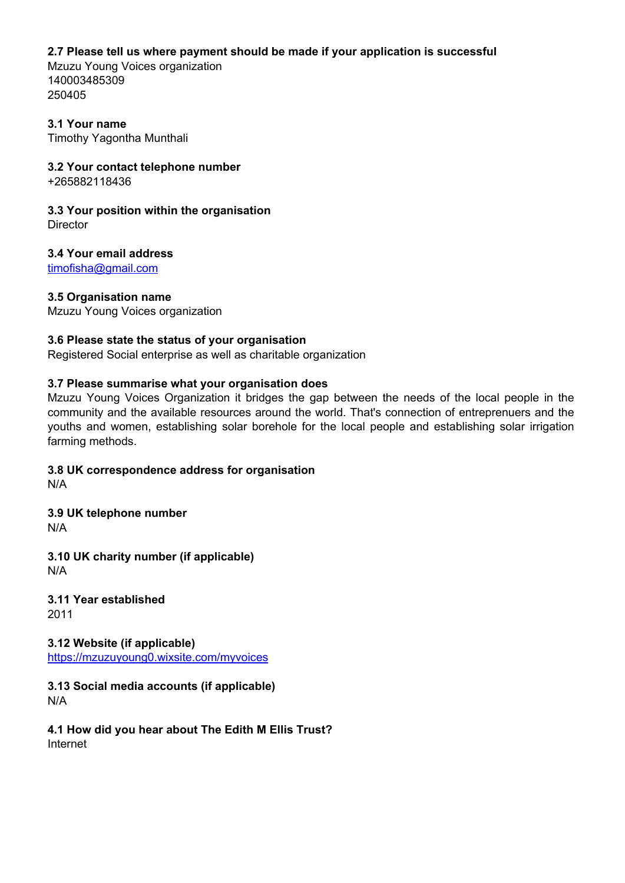**2.7 Please tell us where payment should be made if your application is successful**
Mzuzu Young Voices organization
140003485309
250405

**3.1 Your name**
Timothy Yagontha Munthali

**3.2 Your contact telephone number**
+265882118436

**3.3 Your position within the organisation**
Director

**3.4 Your email address**
timofisha@gmail.com

**3.5 Organisation name**
Mzuzu Young Voices organization

**3.6 Please state the status of your organisation**
Registered Social enterprise as well as charitable organization

**3.7 Please summarise what your organisation does**
Mzuzu Young Voices Organization it bridges the gap between the needs of the local people in the community and the available resources around the world. That's connection of entreprenuers and the youths and women, establishing solar borehole for the local people and establishing solar irrigation farming methods.

**3.8 UK correspondence address for organisation**
N/A

**3.9 UK telephone number**
N/A

**3.10 UK charity number (if applicable)**
N/A

**3.11 Year established**
2011

**3.12 Website (if applicable)**
https://mzuzuyoung0.wixsite.com/myvoices

**3.13 Social media accounts (if applicable)**
N/A

**4.1 How did you hear about The Edith M Ellis Trust?**
Internet